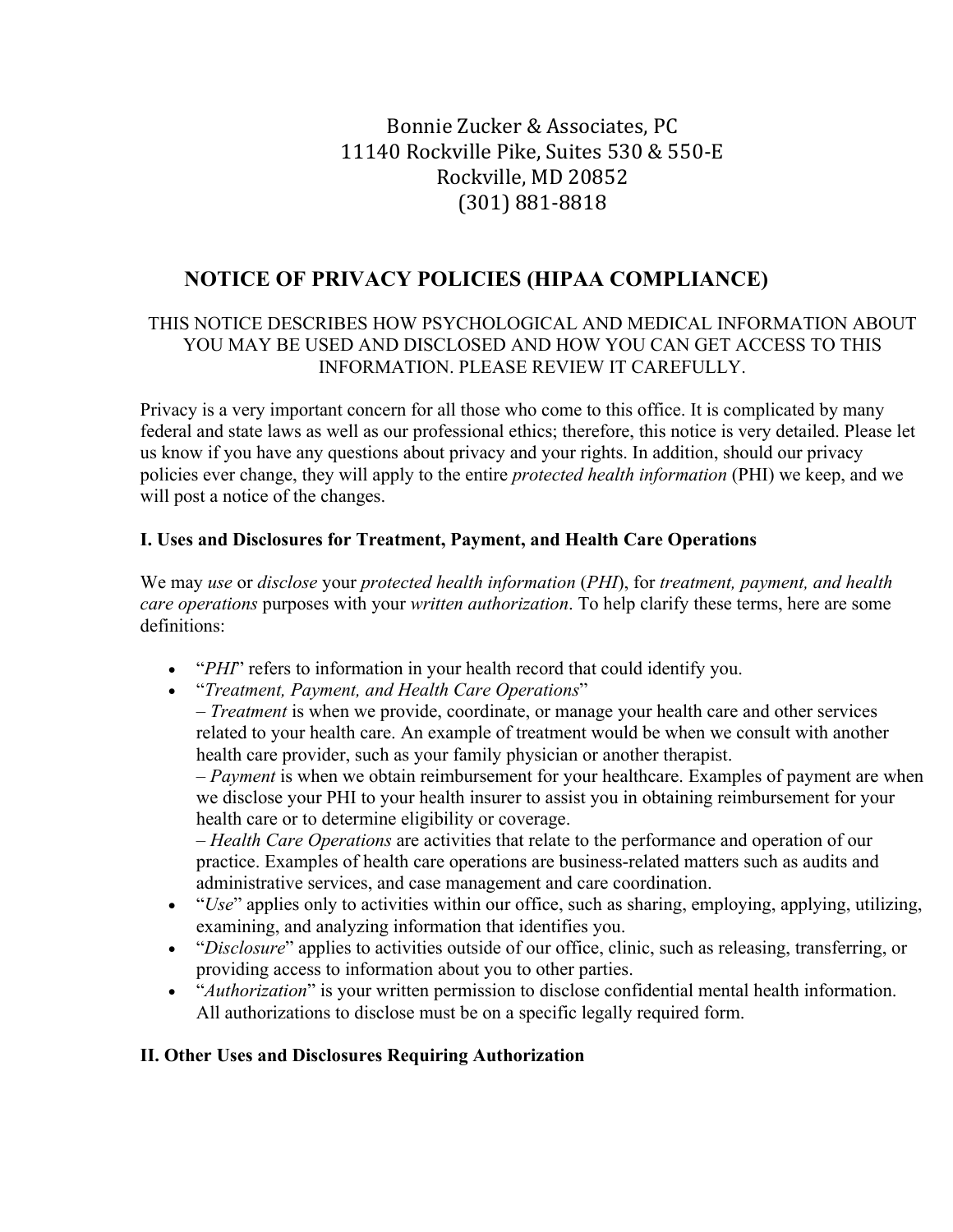Bonnie Zucker & Associates, PC
11140 Rockville Pike, Suites 530 & 550-E
Rockville, MD 20852
(301) 881-8818

# NOTICE OF PRIVACY POLICIES (HIPAA COMPLIANCE)

THIS NOTICE DESCRIBES HOW PSYCHOLOGICAL AND MEDICAL INFORMATION ABOUT YOU MAY BE USED AND DISCLOSED AND HOW YOU CAN GET ACCESS TO THIS INFORMATION. PLEASE REVIEW IT CAREFULLY.

Privacy is a very important concern for all those who come to this office. It is complicated by many federal and state laws as well as our professional ethics; therefore, this notice is very detailed. Please let us know if you have any questions about privacy and your rights. In addition, should our privacy policies ever change, they will apply to the entire *protected health information* (PHI) we keep, and we will post a notice of the changes.

## I. Uses and Disclosures for Treatment, Payment, and Health Care Operations

We may *use* or *disclose* your *protected health information* (*PHI*), for *treatment, payment, and health care operations* purposes with your *written authorization*. To help clarify these terms, here are some definitions:

- "*PHI*" refers to information in your health record that could identify you.
- "*Treatment, Payment, and Health Care Operations*"
  – *Treatment* is when we provide, coordinate, or manage your health care and other services related to your health care. An example of treatment would be when we consult with another health care provider, such as your family physician or another therapist.
  – *Payment* is when we obtain reimbursement for your healthcare. Examples of payment are when we disclose your PHI to your health insurer to assist you in obtaining reimbursement for your health care or to determine eligibility or coverage.
  – *Health Care Operations* are activities that relate to the performance and operation of our practice. Examples of health care operations are business-related matters such as audits and administrative services, and case management and care coordination.
- "*Use*" applies only to activities within our office, such as sharing, employing, applying, utilizing, examining, and analyzing information that identifies you.
- "*Disclosure*" applies to activities outside of our office, clinic, such as releasing, transferring, or providing access to information about you to other parties.
- "*Authorization*" is your written permission to disclose confidential mental health information. All authorizations to disclose must be on a specific legally required form.

## II. Other Uses and Disclosures Requiring Authorization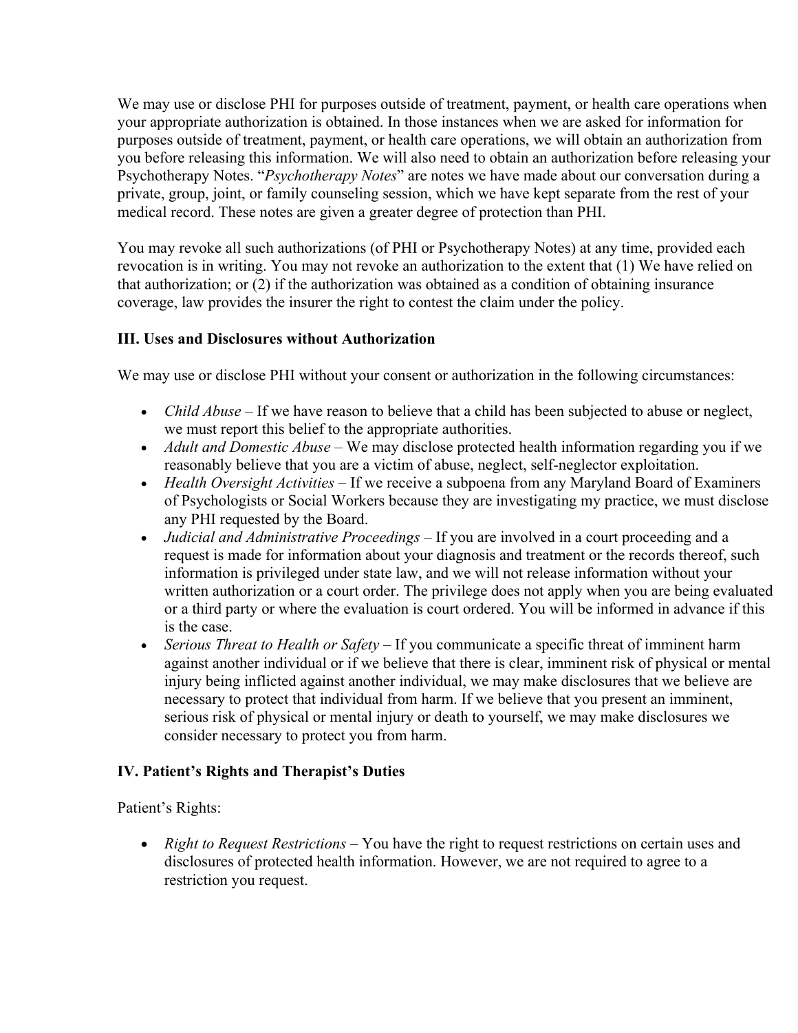We may use or disclose PHI for purposes outside of treatment, payment, or health care operations when your appropriate authorization is obtained. In those instances when we are asked for information for purposes outside of treatment, payment, or health care operations, we will obtain an authorization from you before releasing this information. We will also need to obtain an authorization before releasing your Psychotherapy Notes. "*Psychotherapy Notes*" are notes we have made about our conversation during a private, group, joint, or family counseling session, which we have kept separate from the rest of your medical record. These notes are given a greater degree of protection than PHI.

You may revoke all such authorizations (of PHI or Psychotherapy Notes) at any time, provided each revocation is in writing. You may not revoke an authorization to the extent that (1) We have relied on that authorization; or (2) if the authorization was obtained as a condition of obtaining insurance coverage, law provides the insurer the right to contest the claim under the policy.

**III. Uses and Disclosures without Authorization**

We may use or disclose PHI without your consent or authorization in the following circumstances:

- *Child Abuse* – If we have reason to believe that a child has been subjected to abuse or neglect, we must report this belief to the appropriate authorities.
- *Adult and Domestic Abuse* – We may disclose protected health information regarding you if we reasonably believe that you are a victim of abuse, neglect, self-neglector exploitation.
- *Health Oversight Activities* – If we receive a subpoena from any Maryland Board of Examiners of Psychologists or Social Workers because they are investigating my practice, we must disclose any PHI requested by the Board.
- *Judicial and Administrative Proceedings* – If you are involved in a court proceeding and a request is made for information about your diagnosis and treatment or the records thereof, such information is privileged under state law, and we will not release information without your written authorization or a court order. The privilege does not apply when you are being evaluated or a third party or where the evaluation is court ordered. You will be informed in advance if this is the case.
- *Serious Threat to Health or Safety* – If you communicate a specific threat of imminent harm against another individual or if we believe that there is clear, imminent risk of physical or mental injury being inflicted against another individual, we may make disclosures that we believe are necessary to protect that individual from harm. If we believe that you present an imminent, serious risk of physical or mental injury or death to yourself, we may make disclosures we consider necessary to protect you from harm.

**IV. Patient's Rights and Therapist's Duties**

Patient's Rights:

- *Right to Request Restrictions* – You have the right to request restrictions on certain uses and disclosures of protected health information. However, we are not required to agree to a restriction you request.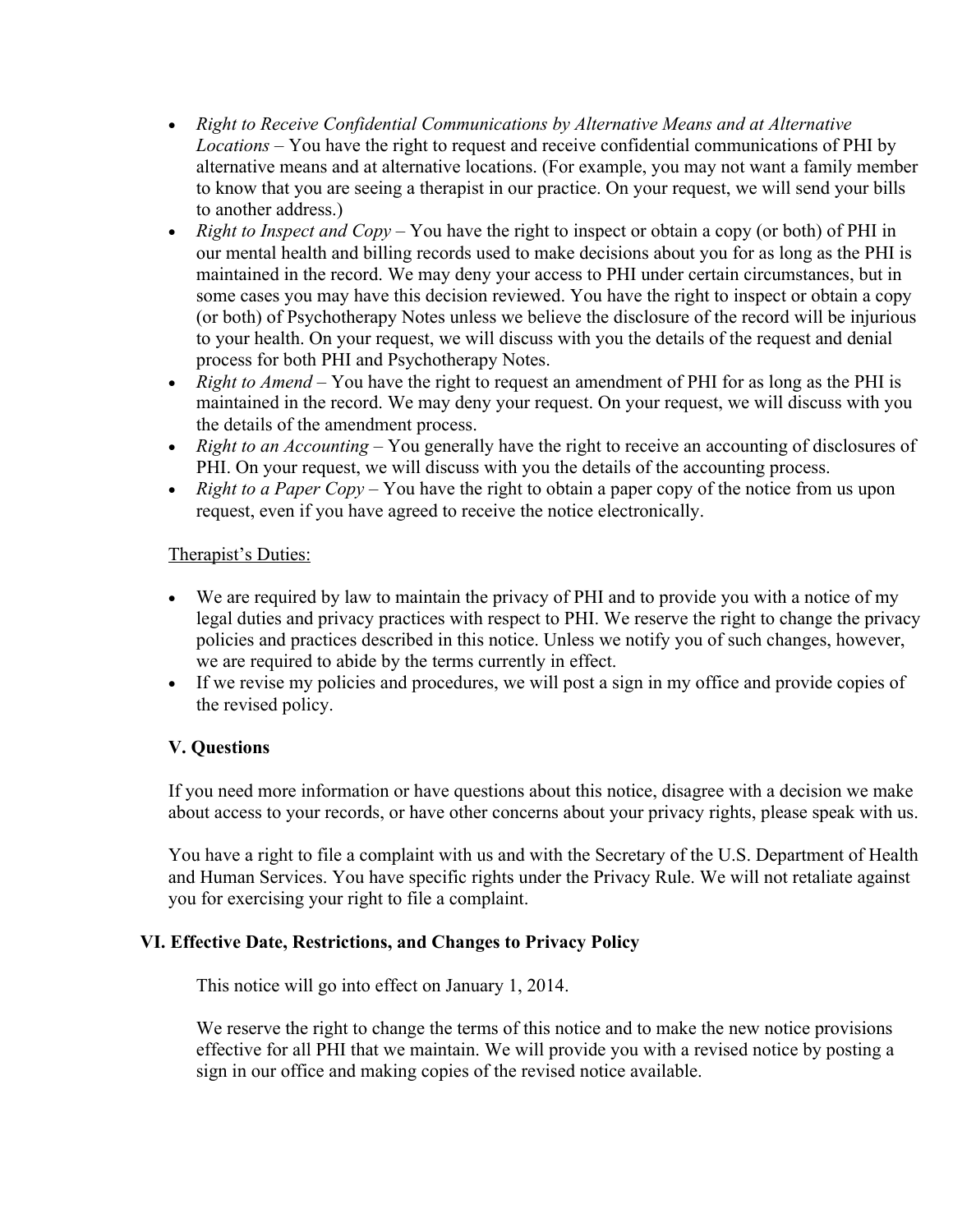- *Right to Receive Confidential Communications by Alternative Means and at Alternative Locations* – You have the right to request and receive confidential communications of PHI by alternative means and at alternative locations. (For example, you may not want a family member to know that you are seeing a therapist in our practice. On your request, we will send your bills to another address.)
- *Right to Inspect and Copy* – You have the right to inspect or obtain a copy (or both) of PHI in our mental health and billing records used to make decisions about you for as long as the PHI is maintained in the record. We may deny your access to PHI under certain circumstances, but in some cases you may have this decision reviewed. You have the right to inspect or obtain a copy (or both) of Psychotherapy Notes unless we believe the disclosure of the record will be injurious to your health. On your request, we will discuss with you the details of the request and denial process for both PHI and Psychotherapy Notes.
- *Right to Amend* – You have the right to request an amendment of PHI for as long as the PHI is maintained in the record. We may deny your request. On your request, we will discuss with you the details of the amendment process.
- *Right to an Accounting* – You generally have the right to receive an accounting of disclosures of PHI. On your request, we will discuss with you the details of the accounting process.
- *Right to a Paper Copy* – You have the right to obtain a paper copy of the notice from us upon request, even if you have agreed to receive the notice electronically.

<u>Therapist's Duties:</u>

- We are required by law to maintain the privacy of PHI and to provide you with a notice of my legal duties and privacy practices with respect to PHI. We reserve the right to change the privacy policies and practices described in this notice. Unless we notify you of such changes, however, we are required to abide by the terms currently in effect.
- If we revise my policies and procedures, we will post a sign in my office and provide copies of the revised policy.

### V. Questions

If you need more information or have questions about this notice, disagree with a decision we make about access to your records, or have other concerns about your privacy rights, please speak with us.

You have a right to file a complaint with us and with the Secretary of the U.S. Department of Health and Human Services. You have specific rights under the Privacy Rule. We will not retaliate against you for exercising your right to file a complaint.

## VI. Effective Date, Restrictions, and Changes to Privacy Policy

This notice will go into effect on January 1, 2014.

We reserve the right to change the terms of this notice and to make the new notice provisions effective for all PHI that we maintain. We will provide you with a revised notice by posting a sign in our office and making copies of the revised notice available.